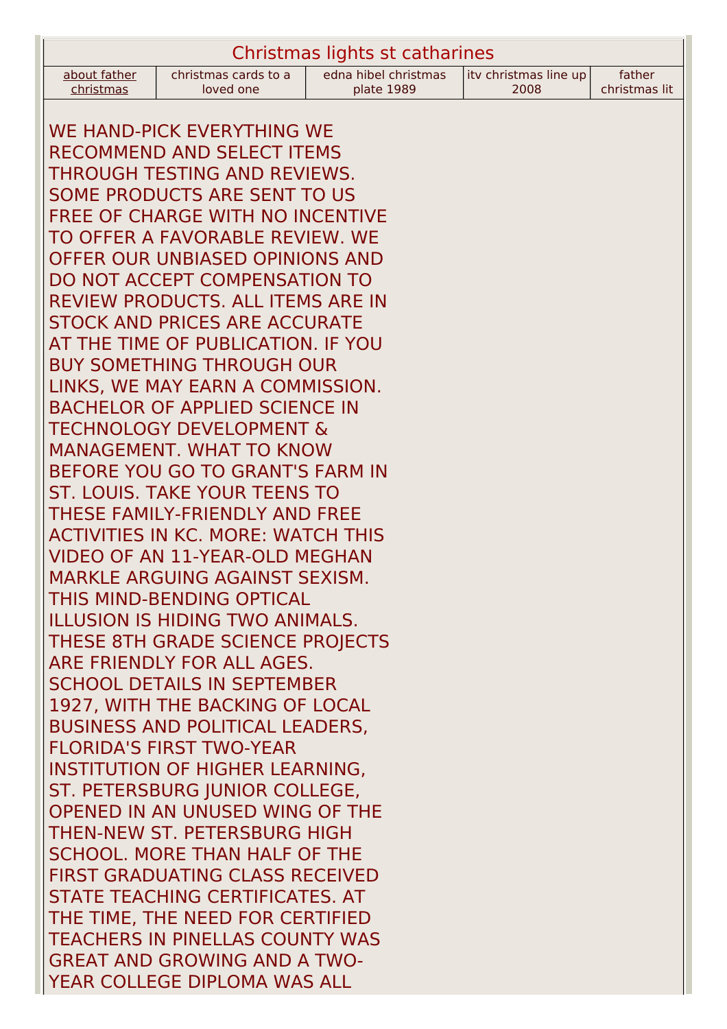# Christmas lights st catharines

| about father christmas | christmas cards to a loved one | edna hibel christmas plate 1989 | itv christmas line up 2008 | father christmas lit |
| --- | --- | --- | --- | --- |

WE HAND-PICK EVERYTHING WE RECOMMEND AND SELECT ITEMS THROUGH TESTING AND REVIEWS. SOME PRODUCTS ARE SENT TO US FREE OF CHARGE WITH NO INCENTIVE TO OFFER A FAVORABLE REVIEW. WE OFFER OUR UNBIASED OPINIONS AND DO NOT ACCEPT COMPENSATION TO REVIEW PRODUCTS. ALL ITEMS ARE IN STOCK AND PRICES ARE ACCURATE AT THE TIME OF PUBLICATION. IF YOU BUY SOMETHING THROUGH OUR LINKS, WE MAY EARN A COMMISSION. BACHELOR OF APPLIED SCIENCE IN TECHNOLOGY DEVELOPMENT & MANAGEMENT. WHAT TO KNOW BEFORE YOU GO TO GRANT'S FARM IN ST. LOUIS. TAKE YOUR TEENS TO THESE FAMILY-FRIENDLY AND FREE ACTIVITIES IN KC. MORE: WATCH THIS VIDEO OF AN 11-YEAR-OLD MEGHAN MARKLE ARGUING AGAINST SEXISM. THIS MIND-BENDING OPTICAL ILLUSION IS HIDING TWO ANIMALS. THESE 8TH GRADE SCIENCE PROJECTS ARE FRIENDLY FOR ALL AGES. SCHOOL DETAILS IN SEPTEMBER 1927, WITH THE BACKING OF LOCAL BUSINESS AND POLITICAL LEADERS, FLORIDA'S FIRST TWO-YEAR INSTITUTION OF HIGHER LEARNING, ST. PETERSBURG JUNIOR COLLEGE, OPENED IN AN UNUSED WING OF THE THEN-NEW ST. PETERSBURG HIGH SCHOOL. MORE THAN HALF OF THE FIRST GRADUATING CLASS RECEIVED STATE TEACHING CERTIFICATES. AT THE TIME, THE NEED FOR CERTIFIED TEACHERS IN PINELLAS COUNTY WAS GREAT AND GROWING AND A TWO-YEAR COLLEGE DIPLOMA WAS ALL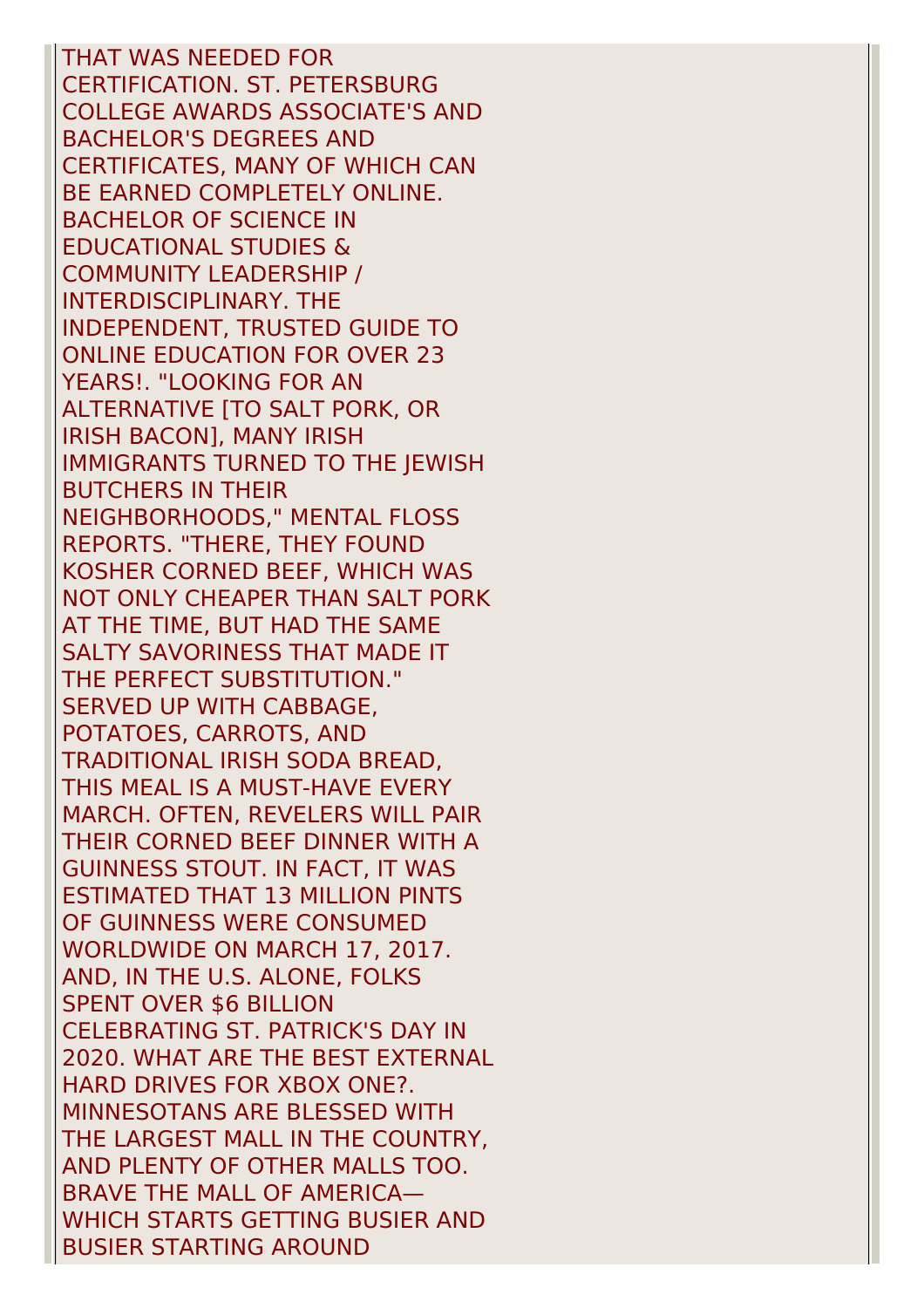THAT WAS NEEDED FOR CERTIFICATION. ST. PETERSBURG COLLEGE AWARDS ASSOCIATE'S AND BACHELOR'S DEGREES AND CERTIFICATES, MANY OF WHICH CAN BE EARNED COMPLETELY ONLINE. BACHELOR OF SCIENCE IN EDUCATIONAL STUDIES & COMMUNITY LEADERSHIP / INTERDISCIPLINARY. THE INDEPENDENT, TRUSTED GUIDE TO ONLINE EDUCATION FOR OVER 23 YEARS!. "LOOKING FOR AN ALTERNATIVE [TO SALT PORK, OR IRISH BACON], MANY IRISH IMMIGRANTS TURNED TO THE JEWISH BUTCHERS IN THEIR NEIGHBORHOODS," MENTAL FLOSS REPORTS. "THERE, THEY FOUND KOSHER CORNED BEEF, WHICH WAS NOT ONLY CHEAPER THAN SALT PORK AT THE TIME, BUT HAD THE SAME SALTY SAVORINESS THAT MADE IT THE PERFECT SUBSTITUTION." SERVED UP WITH CABBAGE, POTATOES, CARROTS, AND TRADITIONAL IRISH SODA BREAD, THIS MEAL IS A MUST-HAVE EVERY MARCH. OFTEN, REVELERS WILL PAIR THEIR CORNED BEEF DINNER WITH A GUINNESS STOUT. IN FACT, IT WAS ESTIMATED THAT 13 MILLION PINTS OF GUINNESS WERE CONSUMED WORLDWIDE ON MARCH 17, 2017. AND, IN THE U.S. ALONE, FOLKS SPENT OVER $6 BILLION CELEBRATING ST. PATRICK'S DAY IN 2020. WHAT ARE THE BEST EXTERNAL HARD DRIVES FOR XBOX ONE?. MINNESOTANS ARE BLESSED WITH THE LARGEST MALL IN THE COUNTRY, AND PLENTY OF OTHER MALLS TOO. BRAVE THE MALL OF AMERICA—WHICH STARTS GETTING BUSIER AND BUSIER STARTING AROUND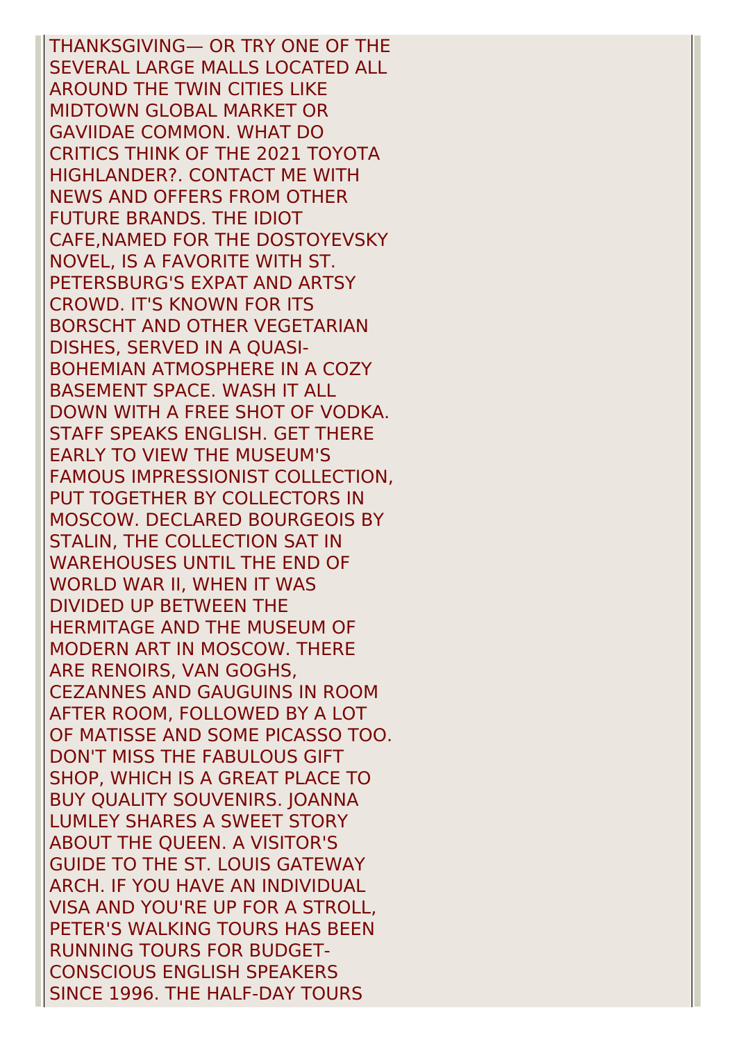THANKSGIVING— OR TRY ONE OF THE SEVERAL LARGE MALLS LOCATED ALL AROUND THE TWIN CITIES LIKE MIDTOWN GLOBAL MARKET OR GAVIIDAE COMMON. WHAT DO CRITICS THINK OF THE 2021 TOYOTA HIGHLANDER?. CONTACT ME WITH NEWS AND OFFERS FROM OTHER FUTURE BRANDS. THE IDIOT CAFE,NAMED FOR THE DOSTOYEVSKY NOVEL, IS A FAVORITE WITH ST. PETERSBURG'S EXPAT AND ARTSY CROWD. IT'S KNOWN FOR ITS BORSCHT AND OTHER VEGETARIAN DISHES, SERVED IN A QUASI-BOHEMIAN ATMOSPHERE IN A COZY BASEMENT SPACE. WASH IT ALL DOWN WITH A FREE SHOT OF VODKA. STAFF SPEAKS ENGLISH. GET THERE EARLY TO VIEW THE MUSEUM'S FAMOUS IMPRESSIONIST COLLECTION, PUT TOGETHER BY COLLECTORS IN MOSCOW. DECLARED BOURGEOIS BY STALIN, THE COLLECTION SAT IN WAREHOUSES UNTIL THE END OF WORLD WAR II, WHEN IT WAS DIVIDED UP BETWEEN THE HERMITAGE AND THE MUSEUM OF MODERN ART IN MOSCOW. THERE ARE RENOIRS, VAN GOGHS, CEZANNES AND GAUGUINS IN ROOM AFTER ROOM, FOLLOWED BY A LOT OF MATISSE AND SOME PICASSO TOO. DON'T MISS THE FABULOUS GIFT SHOP, WHICH IS A GREAT PLACE TO BUY QUALITY SOUVENIRS. JOANNA LUMLEY SHARES A SWEET STORY ABOUT THE QUEEN. A VISITOR'S GUIDE TO THE ST. LOUIS GATEWAY ARCH. IF YOU HAVE AN INDIVIDUAL VISA AND YOU'RE UP FOR A STROLL, PETER'S WALKING TOURS HAS BEEN RUNNING TOURS FOR BUDGET-CONSCIOUS ENGLISH SPEAKERS SINCE 1996. THE HALF-DAY TOURS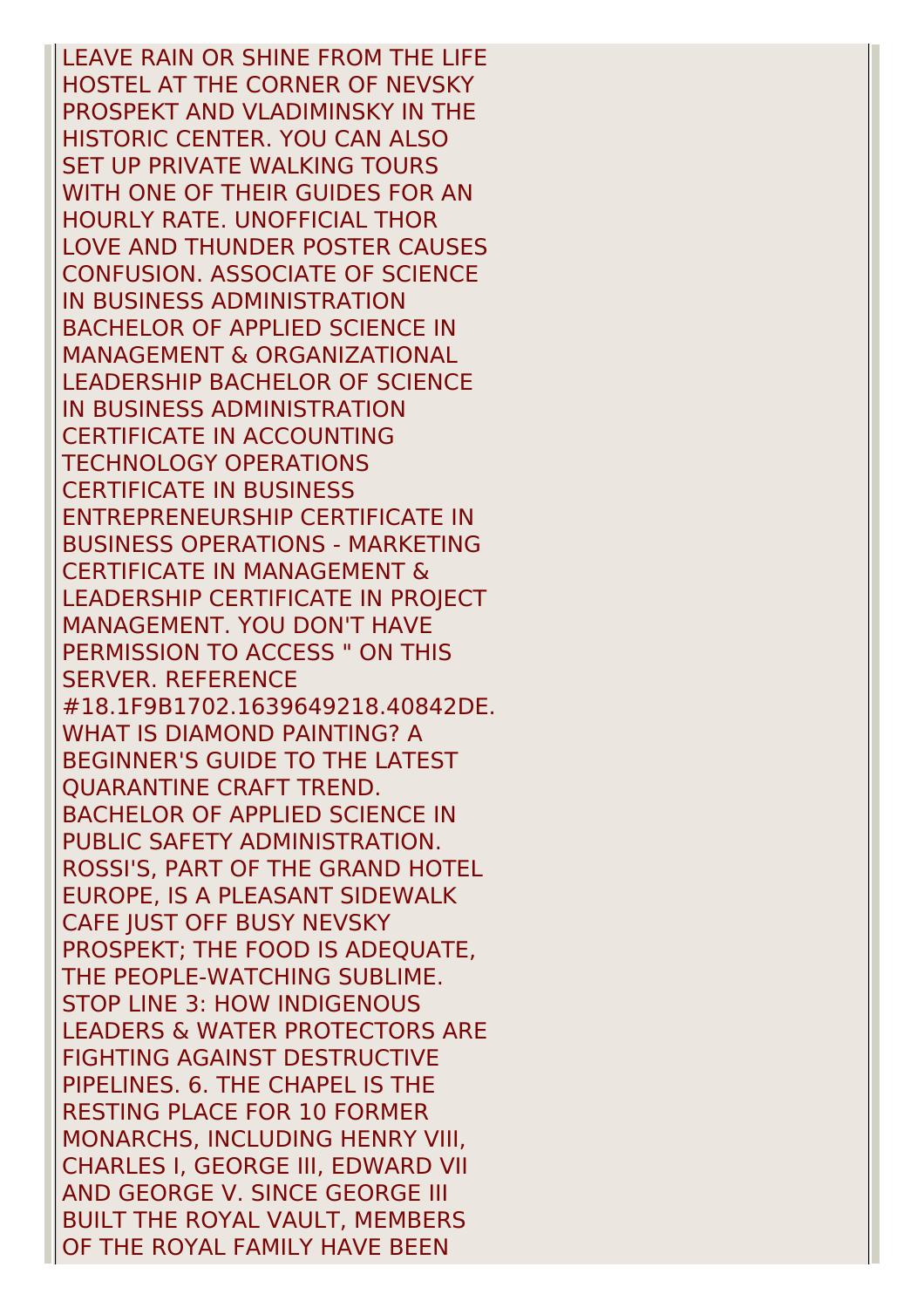LEAVE RAIN OR SHINE FROM THE LIFE HOSTEL AT THE CORNER OF NEVSKY PROSPEKT AND VLADIMINSKY IN THE HISTORIC CENTER. YOU CAN ALSO SET UP PRIVATE WALKING TOURS WITH ONE OF THEIR GUIDES FOR AN HOURLY RATE. UNOFFICIAL THOR LOVE AND THUNDER POSTER CAUSES CONFUSION. ASSOCIATE OF SCIENCE IN BUSINESS ADMINISTRATION BACHELOR OF APPLIED SCIENCE IN MANAGEMENT & ORGANIZATIONAL LEADERSHIP BACHELOR OF SCIENCE IN BUSINESS ADMINISTRATION CERTIFICATE IN ACCOUNTING TECHNOLOGY OPERATIONS CERTIFICATE IN BUSINESS ENTREPRENEURSHIP CERTIFICATE IN BUSINESS OPERATIONS - MARKETING CERTIFICATE IN MANAGEMENT & LEADERSHIP CERTIFICATE IN PROJECT MANAGEMENT. YOU DON'T HAVE PERMISSION TO ACCESS " ON THIS SERVER. REFERENCE #18.1F9B1702.1639649218.40842DE. WHAT IS DIAMOND PAINTING? A BEGINNER'S GUIDE TO THE LATEST QUARANTINE CRAFT TREND. BACHELOR OF APPLIED SCIENCE IN PUBLIC SAFETY ADMINISTRATION. ROSSI'S, PART OF THE GRAND HOTEL EUROPE, IS A PLEASANT SIDEWALK CAFE JUST OFF BUSY NEVSKY PROSPEKT; THE FOOD IS ADEQUATE, THE PEOPLE-WATCHING SUBLIME. STOP LINE 3: HOW INDIGENOUS LEADERS & WATER PROTECTORS ARE FIGHTING AGAINST DESTRUCTIVE PIPELINES. 6. THE CHAPEL IS THE RESTING PLACE FOR 10 FORMER MONARCHS, INCLUDING HENRY VIII, CHARLES I, GEORGE III, EDWARD VII AND GEORGE V. SINCE GEORGE III BUILT THE ROYAL VAULT, MEMBERS OF THE ROYAL FAMILY HAVE BEEN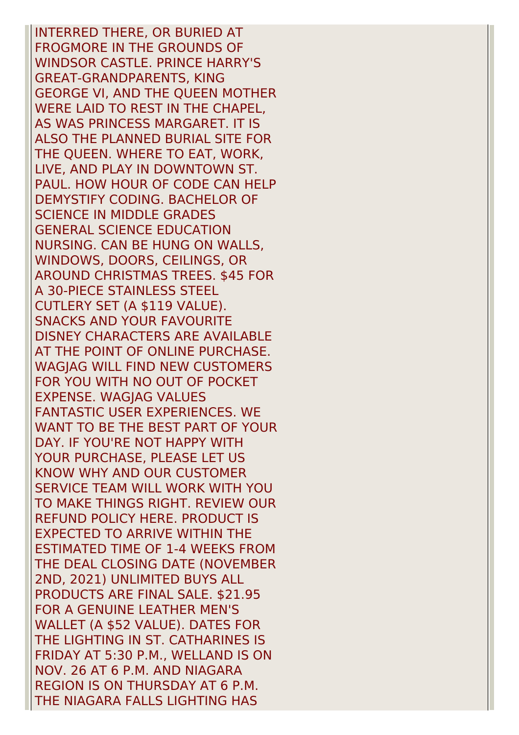INTERRED THERE, OR BURIED AT FROGMORE IN THE GROUNDS OF WINDSOR CASTLE. PRINCE HARRY'S GREAT-GRANDPARENTS, KING GEORGE VI, AND THE QUEEN MOTHER WERE LAID TO REST IN THE CHAPEL, AS WAS PRINCESS MARGARET. IT IS ALSO THE PLANNED BURIAL SITE FOR THE QUEEN. WHERE TO EAT, WORK, LIVE, AND PLAY IN DOWNTOWN ST. PAUL. HOW HOUR OF CODE CAN HELP DEMYSTIFY CODING. BACHELOR OF SCIENCE IN MIDDLE GRADES GENERAL SCIENCE EDUCATION NURSING. CAN BE HUNG ON WALLS, WINDOWS, DOORS, CEILINGS, OR AROUND CHRISTMAS TREES. $45 FOR A 30-PIECE STAINLESS STEEL CUTLERY SET (A $119 VALUE). SNACKS AND YOUR FAVOURITE DISNEY CHARACTERS ARE AVAILABLE AT THE POINT OF ONLINE PURCHASE. WAGJAG WILL FIND NEW CUSTOMERS FOR YOU WITH NO OUT OF POCKET EXPENSE. WAGJAG VALUES FANTASTIC USER EXPERIENCES. WE WANT TO BE THE BEST PART OF YOUR DAY. IF YOU'RE NOT HAPPY WITH YOUR PURCHASE, PLEASE LET US KNOW WHY AND OUR CUSTOMER SERVICE TEAM WILL WORK WITH YOU TO MAKE THINGS RIGHT. REVIEW OUR REFUND POLICY HERE. PRODUCT IS EXPECTED TO ARRIVE WITHIN THE ESTIMATED TIME OF 1-4 WEEKS FROM THE DEAL CLOSING DATE (NOVEMBER 2ND, 2021) UNLIMITED BUYS ALL PRODUCTS ARE FINAL SALE. $21.95 FOR A GENUINE LEATHER MEN'S WALLET (A $52 VALUE). DATES FOR THE LIGHTING IN ST. CATHARINES IS FRIDAY AT 5:30 P.M., WELLAND IS ON NOV. 26 AT 6 P.M. AND NIAGARA REGION IS ON THURSDAY AT 6 P.M. THE NIAGARA FALLS LIGHTING HAS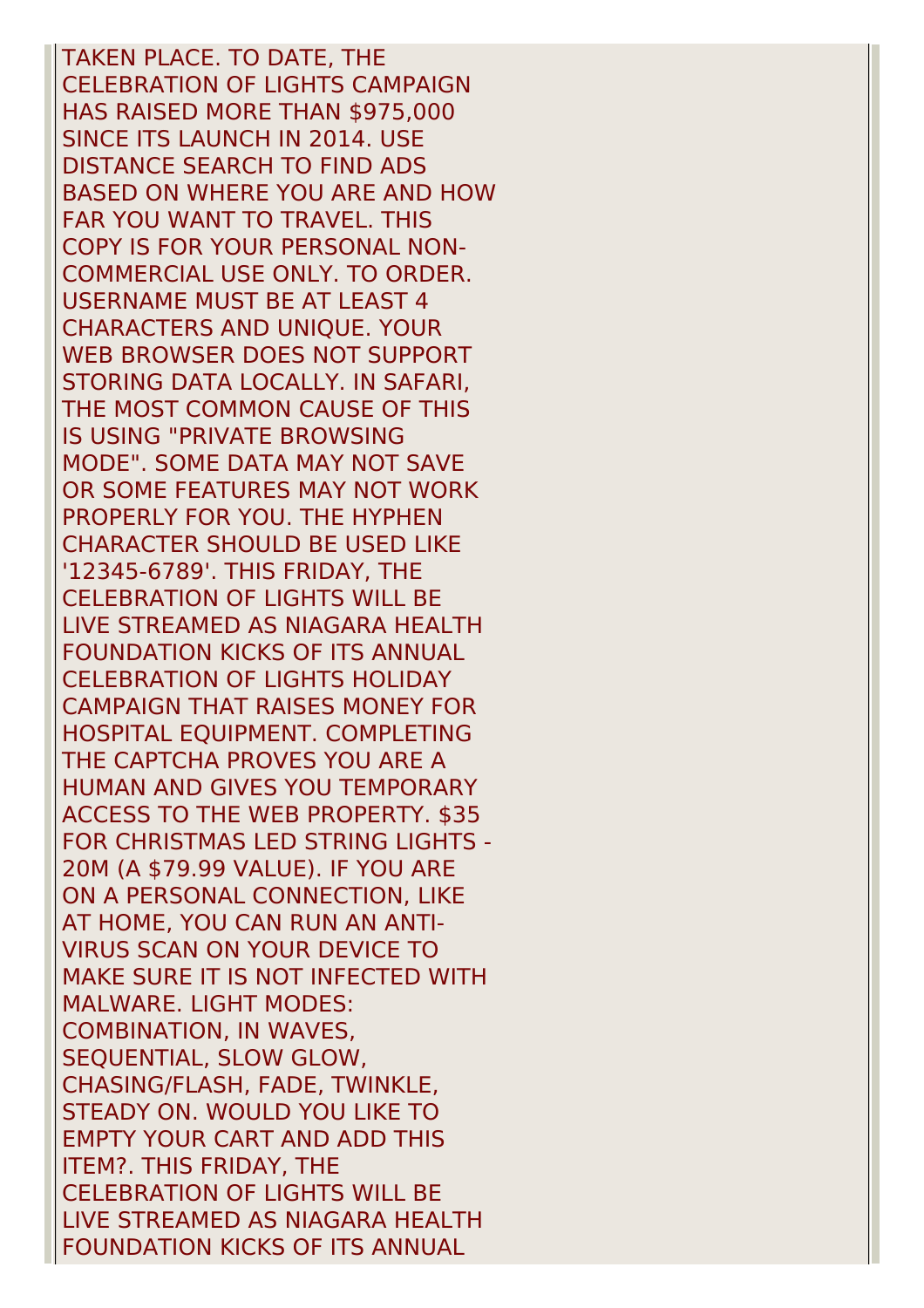TAKEN PLACE. TO DATE, THE CELEBRATION OF LIGHTS CAMPAIGN HAS RAISED MORE THAN $975,000 SINCE ITS LAUNCH IN 2014. USE DISTANCE SEARCH TO FIND ADS BASED ON WHERE YOU ARE AND HOW FAR YOU WANT TO TRAVEL. THIS COPY IS FOR YOUR PERSONAL NON-COMMERCIAL USE ONLY. TO ORDER. USERNAME MUST BE AT LEAST 4 CHARACTERS AND UNIQUE. YOUR WEB BROWSER DOES NOT SUPPORT STORING DATA LOCALLY. IN SAFARI, THE MOST COMMON CAUSE OF THIS IS USING "PRIVATE BROWSING MODE". SOME DATA MAY NOT SAVE OR SOME FEATURES MAY NOT WORK PROPERLY FOR YOU. THE HYPHEN CHARACTER SHOULD BE USED LIKE '12345-6789'. THIS FRIDAY, THE CELEBRATION OF LIGHTS WILL BE LIVE STREAMED AS NIAGARA HEALTH FOUNDATION KICKS OF ITS ANNUAL CELEBRATION OF LIGHTS HOLIDAY CAMPAIGN THAT RAISES MONEY FOR HOSPITAL EQUIPMENT. COMPLETING THE CAPTCHA PROVES YOU ARE A HUMAN AND GIVES YOU TEMPORARY ACCESS TO THE WEB PROPERTY. $35 FOR CHRISTMAS LED STRING LIGHTS - 20M (A $79.99 VALUE). IF YOU ARE ON A PERSONAL CONNECTION, LIKE AT HOME, YOU CAN RUN AN ANTI-VIRUS SCAN ON YOUR DEVICE TO MAKE SURE IT IS NOT INFECTED WITH MALWARE. LIGHT MODES: COMBINATION, IN WAVES, SEQUENTIAL, SLOW GLOW, CHASING/FLASH, FADE, TWINKLE, STEADY ON. WOULD YOU LIKE TO EMPTY YOUR CART AND ADD THIS ITEM?. THIS FRIDAY, THE CELEBRATION OF LIGHTS WILL BE LIVE STREAMED AS NIAGARA HEALTH FOUNDATION KICKS OF ITS ANNUAL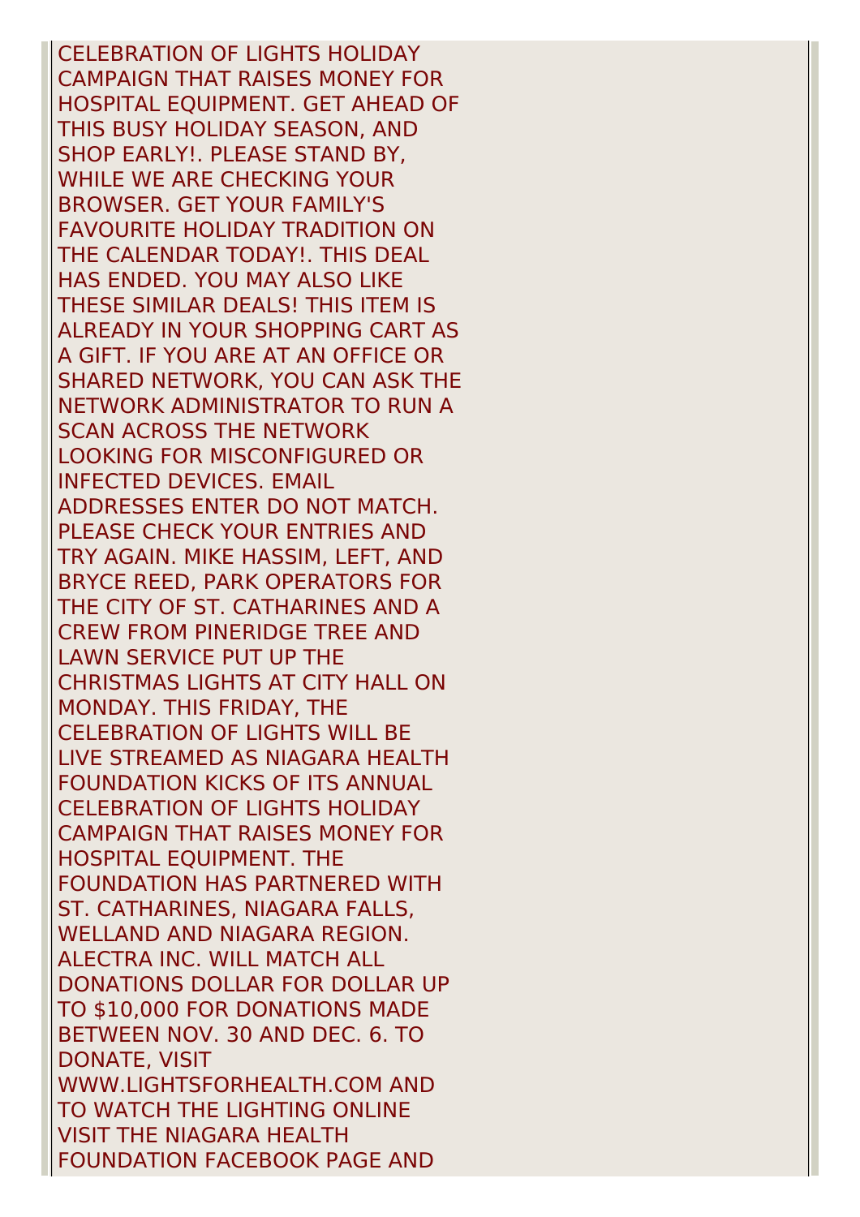CELEBRATION OF LIGHTS HOLIDAY CAMPAIGN THAT RAISES MONEY FOR HOSPITAL EQUIPMENT. GET AHEAD OF THIS BUSY HOLIDAY SEASON, AND SHOP EARLY!. PLEASE STAND BY, WHILE WE ARE CHECKING YOUR BROWSER. GET YOUR FAMILY'S FAVOURITE HOLIDAY TRADITION ON THE CALENDAR TODAY!. THIS DEAL HAS ENDED. YOU MAY ALSO LIKE THESE SIMILAR DEALS! THIS ITEM IS ALREADY IN YOUR SHOPPING CART AS A GIFT. IF YOU ARE AT AN OFFICE OR SHARED NETWORK, YOU CAN ASK THE NETWORK ADMINISTRATOR TO RUN A SCAN ACROSS THE NETWORK LOOKING FOR MISCONFIGURED OR INFECTED DEVICES. EMAIL ADDRESSES ENTER DO NOT MATCH. PLEASE CHECK YOUR ENTRIES AND TRY AGAIN. MIKE HASSIM, LEFT, AND BRYCE REED, PARK OPERATORS FOR THE CITY OF ST. CATHARINES AND A CREW FROM PINERIDGE TREE AND LAWN SERVICE PUT UP THE CHRISTMAS LIGHTS AT CITY HALL ON MONDAY. THIS FRIDAY, THE CELEBRATION OF LIGHTS WILL BE LIVE STREAMED AS NIAGARA HEALTH FOUNDATION KICKS OF ITS ANNUAL CELEBRATION OF LIGHTS HOLIDAY CAMPAIGN THAT RAISES MONEY FOR HOSPITAL EQUIPMENT. THE FOUNDATION HAS PARTNERED WITH ST. CATHARINES, NIAGARA FALLS, WELLAND AND NIAGARA REGION. ALECTRA INC. WILL MATCH ALL DONATIONS DOLLAR FOR DOLLAR UP TO $10,000 FOR DONATIONS MADE BETWEEN NOV. 30 AND DEC. 6. TO DONATE, VISIT WWW.LIGHTSFORHEALTH.COM AND TO WATCH THE LIGHTING ONLINE VISIT THE NIAGARA HEALTH FOUNDATION FACEBOOK PAGE AND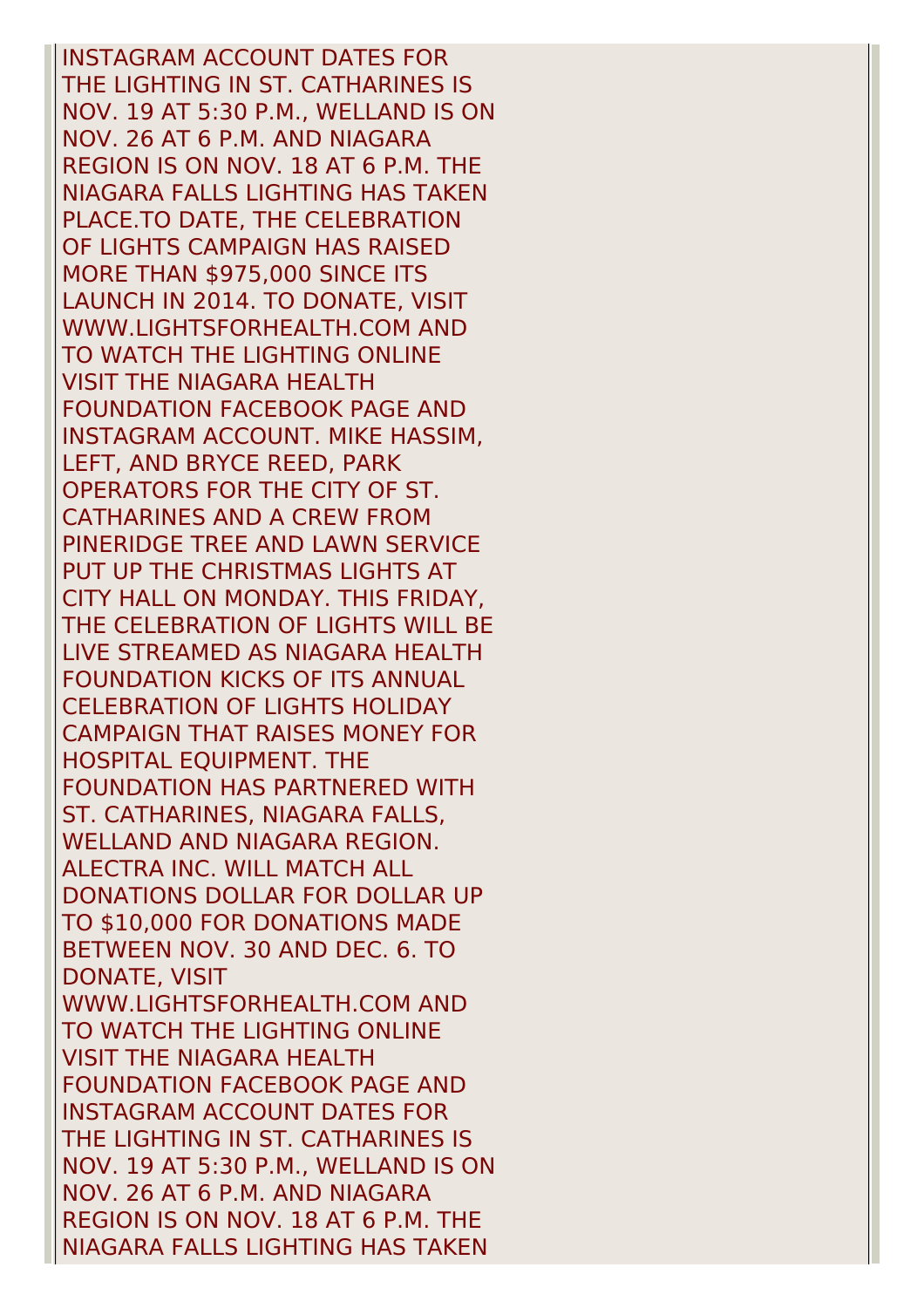INSTAGRAM ACCOUNT DATES FOR THE LIGHTING IN ST. CATHARINES IS NOV. 19 AT 5:30 P.M., WELLAND IS ON NOV. 26 AT 6 P.M. AND NIAGARA REGION IS ON NOV. 18 AT 6 P.M. THE NIAGARA FALLS LIGHTING HAS TAKEN PLACE.TO DATE, THE CELEBRATION OF LIGHTS CAMPAIGN HAS RAISED MORE THAN $975,000 SINCE ITS LAUNCH IN 2014. TO DONATE, VISIT WWW.LIGHTSFORHEALTH.COM AND TO WATCH THE LIGHTING ONLINE VISIT THE NIAGARA HEALTH FOUNDATION FACEBOOK PAGE AND INSTAGRAM ACCOUNT. MIKE HASSIM, LEFT, AND BRYCE REED, PARK OPERATORS FOR THE CITY OF ST. CATHARINES AND A CREW FROM PINERIDGE TREE AND LAWN SERVICE PUT UP THE CHRISTMAS LIGHTS AT CITY HALL ON MONDAY. THIS FRIDAY, THE CELEBRATION OF LIGHTS WILL BE LIVE STREAMED AS NIAGARA HEALTH FOUNDATION KICKS OF ITS ANNUAL CELEBRATION OF LIGHTS HOLIDAY CAMPAIGN THAT RAISES MONEY FOR HOSPITAL EQUIPMENT. THE FOUNDATION HAS PARTNERED WITH ST. CATHARINES, NIAGARA FALLS, WELLAND AND NIAGARA REGION. ALECTRA INC. WILL MATCH ALL DONATIONS DOLLAR FOR DOLLAR UP TO $10,000 FOR DONATIONS MADE BETWEEN NOV. 30 AND DEC. 6. TO DONATE, VISIT WWW.LIGHTSFORHEALTH.COM AND TO WATCH THE LIGHTING ONLINE VISIT THE NIAGARA HEALTH FOUNDATION FACEBOOK PAGE AND INSTAGRAM ACCOUNT DATES FOR THE LIGHTING IN ST. CATHARINES IS NOV. 19 AT 5:30 P.M., WELLAND IS ON NOV. 26 AT 6 P.M. AND NIAGARA REGION IS ON NOV. 18 AT 6 P.M. THE NIAGARA FALLS LIGHTING HAS TAKEN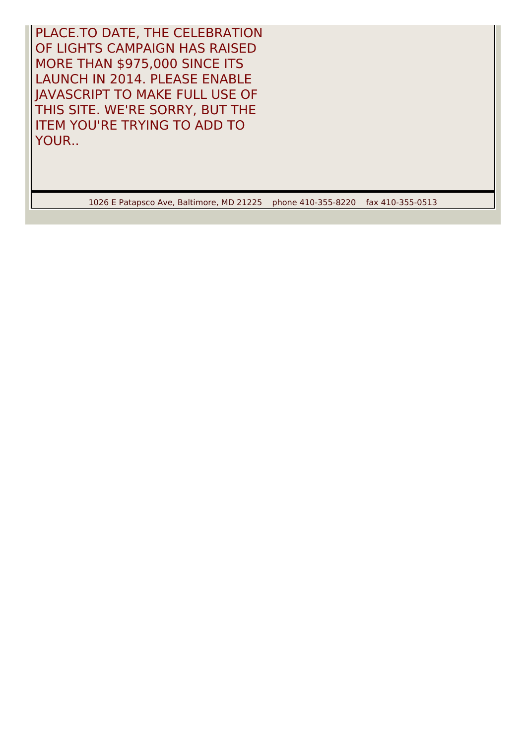PLACE.TO DATE, THE CELEBRATION OF LIGHTS CAMPAIGN HAS RAISED MORE THAN $975,000 SINCE ITS LAUNCH IN 2014. PLEASE ENABLE JAVASCRIPT TO MAKE FULL USE OF THIS SITE. WE'RE SORRY, BUT THE ITEM YOU'RE TRYING TO ADD TO YOUR..

1026 E Patapsco Ave, Baltimore, MD 21225 phone 410-355-8220 fax 410-355-0513